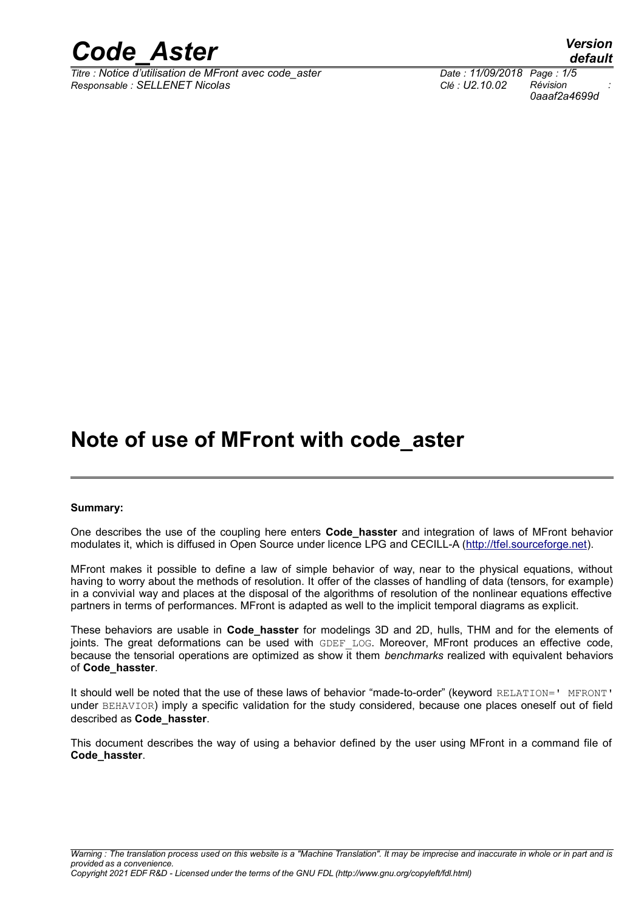# Note of use of MFront with code_aster

**Summary:**

One describes the use of the coupling here enters **Code_hasster** and integration of laws of MFront behavior modulates it, which is diffused in Open Source under licence LPG and CECILL-A (http://tfel.sourceforge.net).

MFront makes it possible to define a law of simple behavior of way, near to the physical equations, without having to worry about the methods of resolution. It offer of the classes of handling of data (tensors, for example) in a convivial way and places at the disposal of the algorithms of resolution of the nonlinear equations effective partners in terms of performances. MFront is adapted as well to the implicit temporal diagrams as explicit.

These behaviors are usable in **Code_hasster** for modelings 3D and 2D, hulls, THM and for the elements of joints. The great deformations can be used with GDEF_LOG. Moreover, MFront produces an effective code, because the tensorial operations are optimized as show it them *benchmarks* realized with equivalent behaviors of **Code_hasster**.

It should well be noted that the use of these laws of behavior "made-to-order" (keyword RELATION=' MFRONT' under BEHAVIOR) imply a specific validation for the study considered, because one places oneself out of field described as **Code_hasster**.

This document describes the way of using a behavior defined by the user using MFront in a command file of **Code_hasster**.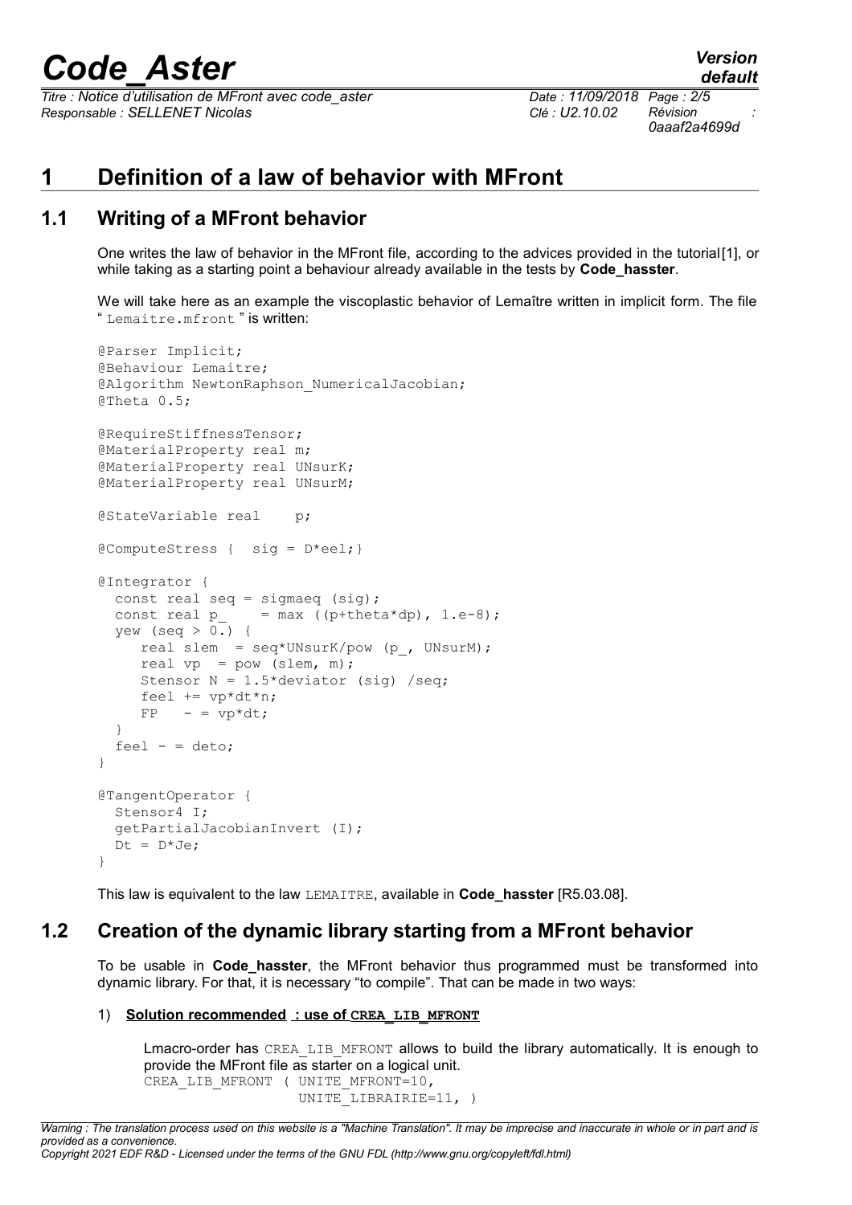# 1 Definition of a law of behavior with MFront

## 1.1 Writing of a MFront behavior

One writes the law of behavior in the MFront file, according to the advices provided in the tutorial[1], or while taking as a starting point a behaviour already available in the tests by **Code_hasster**.

We will take here as an example the viscoplastic behavior of Lemaître written in implicit form. The file " Lemaitre.mfront " is written:

```
@Parser Implicit;
@Behaviour Lemaitre;
@Algorithm NewtonRaphson_NumericalJacobian;
@Theta 0.5;

@RequireStiffnessTensor;
@MaterialProperty real m;
@MaterialProperty real UNsurK;
@MaterialProperty real UNsurM;

@StateVariable real    p;

@ComputeStress {  sig = D*eel;}

@Integrator {
  const real seq = sigmaeq (sig);
  const real p_    = max ((p+theta*dp), 1.e-8);
  yew (seq > 0.) {
     real slem  = seq*UNsurK/pow (p_, UNsurM);
     real vp  = pow (slem, m);
     Stensor N = 1.5*deviator (sig) /seq;
     feel += vp*dt*n;
     FP   - = vp*dt;
  }
  feel - = deto;
}

@TangentOperator {
  Stensor4 I;
  getPartialJacobianInvert (I);
  Dt = D*Je;
}
```

This law is equivalent to the law LEMAITRE, available in **Code_hasster** [R5.03.08].

## 1.2 Creation of the dynamic library starting from a MFront behavior

To be usable in **Code_hasster**, the MFront behavior thus programmed must be transformed into dynamic library. For that, it is necessary "to compile". That can be made in two ways:

1) **Solution recommended : use of CREA_LIB_MFRONT**

Lmacro-order has CREA_LIB_MFRONT allows to build the library automatically. It is enough to provide the MFront file as starter on a logical unit.

```
CREA_LIB_MFRONT ( UNITE_MFRONT=10,
                  UNITE_LIBRAIRIE=11, )
```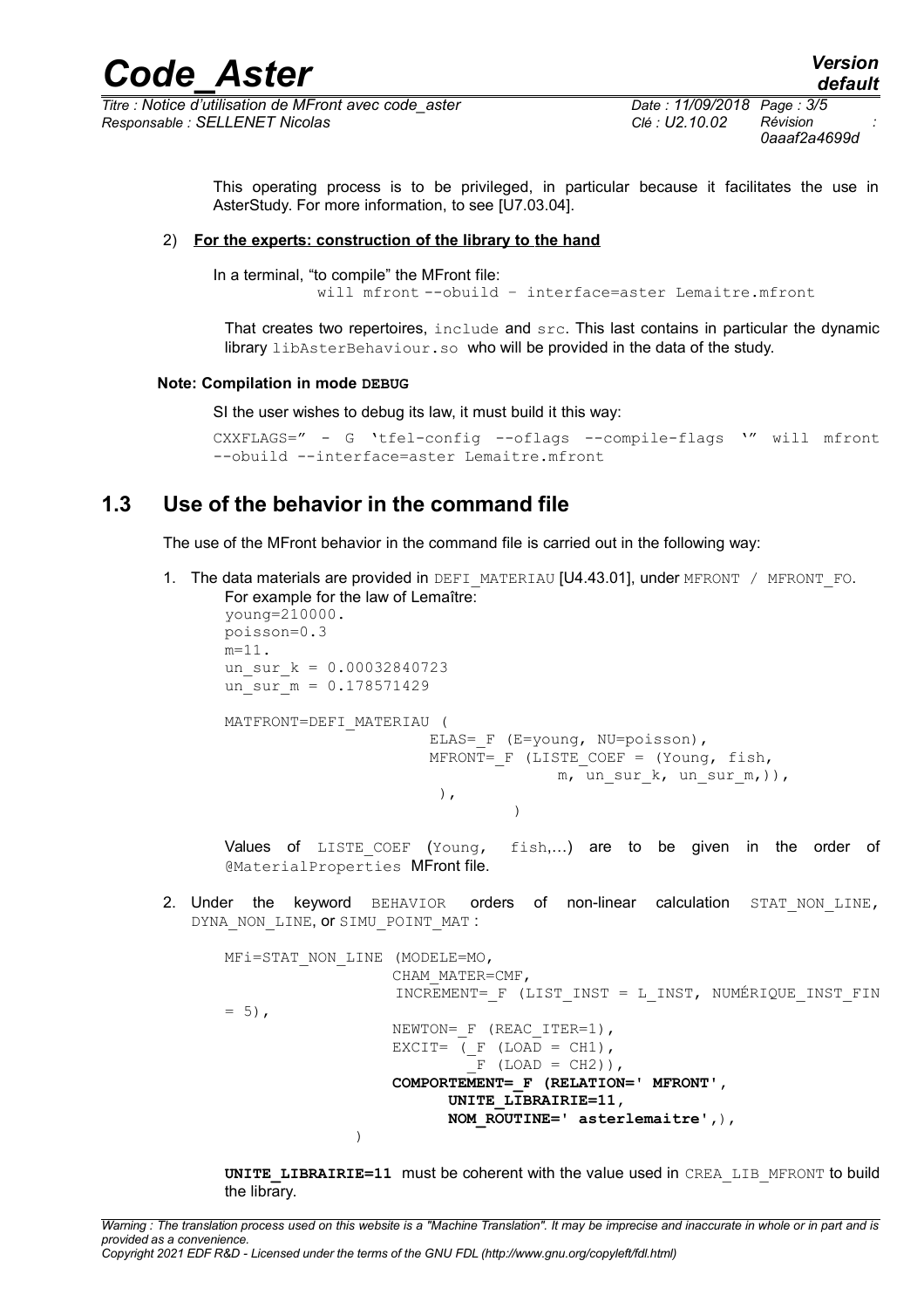This operating process is to be privileged, in particular because it facilitates the use in AsterStudy. For more information, to see [U7.03.04].

2) **For the experts: construction of the library to the hand**

In a terminal, "to compile" the MFront file:

```
will mfront --obuild – interface=aster Lemaitre.mfront
```

That creates two repertoires, `include` and `src`. This last contains in particular the dynamic library `libAsterBehaviour.so` who will be provided in the data of the study.

**Note: Compilation in mode DEBUG**

SI the user wishes to debug its law, it must build it this way:

```
CXXFLAGS=" - G 'tfel-config --oflags --compile-flags '" will mfront
--obuild --interface=aster Lemaitre.mfront
```

## 1.3 Use of the behavior in the command file

The use of the MFront behavior in the command file is carried out in the following way:

1. The data materials are provided in `DEFI_MATERIAU` [U4.43.01], under `MFRONT / MFRONT_FO`. For example for the law of Lemaître:

```
young=210000.
poisson=0.3
m=11.
un_sur_k = 0.00032840723
un_sur_m = 0.178571429

MATFRONT=DEFI_MATERIAU (
                        ELAS=_F (E=young, NU=poisson),
                        MFRONT=_F (LISTE_COEF = (Young, fish,
                                    m, un_sur_k, un_sur_m,)),
                        ),
                                )
```

Values of `LISTE_COEF` (`Young`, `fish`,...) are to be given in the order of `@MaterialProperties` MFront file.

2. Under the keyword `BEHAVIOR` orders of non-linear calculation `STAT_NON_LINE`, `DYNA_NON_LINE`, or `SIMU_POINT_MAT` :

```
MFi=STAT_NON_LINE (MODELE=MO,
                   CHAM_MATER=CMF,
                   INCREMENT=_F (LIST_INST = L_INST, NUMÉRIQUE_INST_FIN
= 5),
                   NEWTON=_F (REAC_ITER=1),
                   EXCIT= (_F (LOAD = CH1),
                           _F (LOAD = CH2)),
                   COMPORTEMENT=_F (RELATION=' MFRONT',
                         UNITE_LIBRAIRIE=11,
                         NOM_ROUTINE=' asterlemaitre',),
              )
```

**UNITE_LIBRAIRIE=11** must be coherent with the value used in `CREA_LIB_MFRONT` to build the library.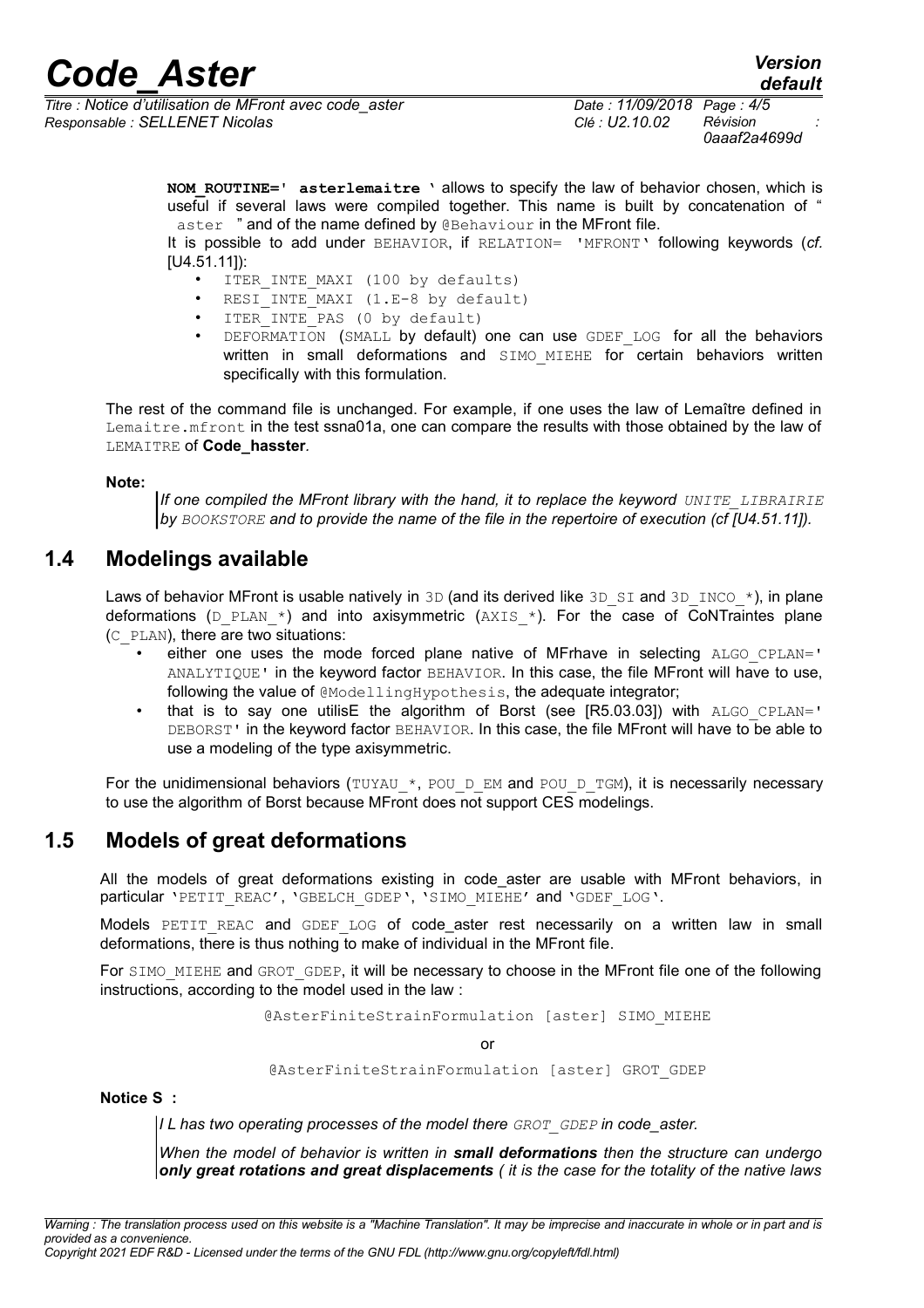**NOM_ROUTINE=' asterlemaitre '** allows to specify the law of behavior chosen, which is useful if several laws were compiled together. This name is built by concatenation of " aster " and of the name defined by @Behaviour in the MFront file.

It is possible to add under BEHAVIOR, if RELATION= 'MFRONT' following keywords (*cf.* [U4.51.11]):

- ITER_INTE_MAXI (100 by defaults)
- RESI_INTE_MAXI (1.E-8 by default)
- ITER_INTE_PAS (0 by default)
- DEFORMATION (SMALL by default) one can use GDEF_LOG for all the behaviors written in small deformations and SIMO_MIEHE for certain behaviors written specifically with this formulation.

The rest of the command file is unchanged. For example, if one uses the law of Lemaître defined in Lemaitre.mfront in the test ssna01a, one can compare the results with those obtained by the law of LEMAITRE of **Code_hasster**.

**Note:**

*If one compiled the MFront library with the hand, it to replace the keyword UNITE_LIBRAIRIE by BOOKSTORE and to provide the name of the file in the repertoire of execution (cf [U4.51.11]).*

## 1.4 Modelings available

Laws of behavior MFront is usable natively in 3D (and its derived like 3D_SI and 3D_INCO_*), in plane deformations (D_PLAN_*) and into axisymmetric (AXIS_*). For the case of CoNTraintes plane (C_PLAN), there are two situations:

- either one uses the mode forced plane native of MFrhave in selecting ALGO_CPLAN=' ANALYTIQUE' in the keyword factor BEHAVIOR. In this case, the file MFront will have to use, following the value of @ModellingHypothesis, the adequate integrator;
- that is to say one utilisE the algorithm of Borst (see [R5.03.03]) with ALGO_CPLAN=' DEBORST' in the keyword factor BEHAVIOR. In this case, the file MFront will have to be able to use a modeling of the type axisymmetric.

For the unidimensional behaviors (TUYAU_*, POU_D_EM and POU_D_TGM), it is necessarily necessary to use the algorithm of Borst because MFront does not support CES modelings.

## 1.5 Models of great deformations

All the models of great deformations existing in code_aster are usable with MFront behaviors, in particular 'PETIT_REAC', 'GBELCH_GDEP', 'SIMO_MIEHE' and 'GDEF_LOG'.

Models PETIT_REAC and GDEF_LOG of code_aster rest necessarily on a written law in small deformations, there is thus nothing to make of individual in the MFront file.

For SIMO_MIEHE and GROT_GDEP, it will be necessary to choose in the MFront file one of the following instructions, according to the model used in the law :

```
@AsterFiniteStrainFormulation [aster] SIMO_MIEHE
```

or

```
@AsterFiniteStrainFormulation [aster] GROT_GDEP
```

**Notice S :**

*I L has two operating processes of the model there GROT_GDEP in code_aster.*

*When the model of behavior is written in **small deformations** then the structure can undergo **only great rotations and great displacements** ( it is the case for the totality of the native laws*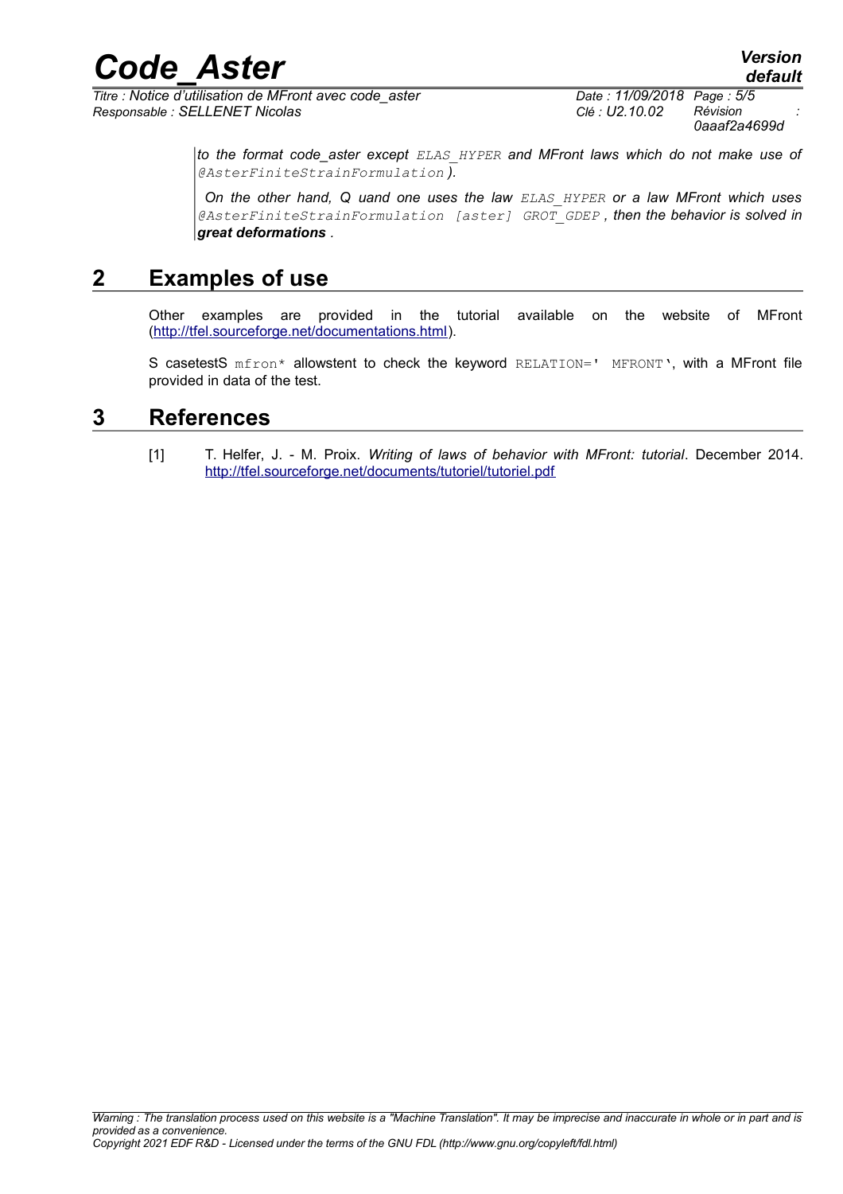*to the format code_aster except `ELAS_HYPER` and MFront laws which do not make use of `@AsterFiniteStrainFormulation` ).*

*On the other hand, Q uand one uses the law `ELAS_HYPER` or a law MFront which uses `@AsterFiniteStrainFormulation [aster] GROT_GDEP` , then the behavior is solved in **great deformations** .*

# 2 Examples of use

Other examples are provided in the tutorial available on the website of MFront (http://tfel.sourceforge.net/documentations.html).

S casetestS `mfron*` allowstent to check the keyword `RELATION=' MFRONT'`, with a MFront file provided in data of the test.

# 3 References

[1] T. Helfer, J. - M. Proix. *Writing of laws of behavior with MFront: tutorial*. December 2014. http://tfel.sourceforge.net/documents/tutoriel/tutoriel.pdf